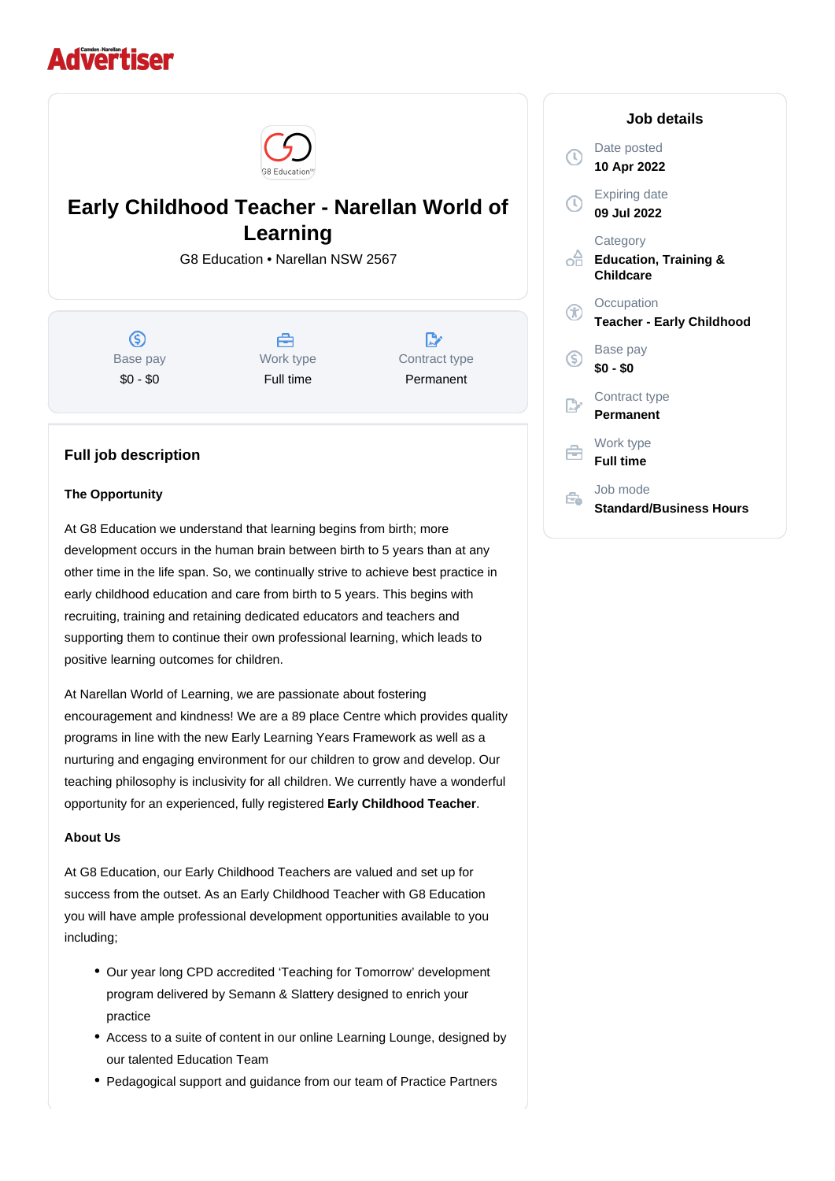Advertiser

# Early Childhood Teacher - Narellan World of Learning

G8 Education • Narellan NSW 2567

| Base pay | Work type | Contract type |
|---|---|---|
| $0 - $0 | Full time | Permanent |

## Job details

Date posted
**10 Apr 2022**

Expiring date
**09 Jul 2022**

Category
**Education, Training & Childcare**

Occupation
**Teacher - Early Childhood**

Base pay
**$0 - $0**

Contract type
**Permanent**

Work type
**Full time**

Job mode
**Standard/Business Hours**

## Full job description

**The Opportunity**

At G8 Education we understand that learning begins from birth; more development occurs in the human brain between birth to 5 years than at any other time in the life span. So, we continually strive to achieve best practice in early childhood education and care from birth to 5 years. This begins with recruiting, training and retaining dedicated educators and teachers and supporting them to continue their own professional learning, which leads to positive learning outcomes for children.

At Narellan World of Learning, we are passionate about fostering encouragement and kindness! We are a 89 place Centre which provides quality programs in line with the new Early Learning Years Framework as well as a nurturing and engaging environment for our children to grow and develop. Our teaching philosophy is inclusivity for all children. We currently have a wonderful opportunity for an experienced, fully registered **Early Childhood Teacher**.

**About Us**

At G8 Education, our Early Childhood Teachers are valued and set up for success from the outset. As an Early Childhood Teacher with G8 Education you will have ample professional development opportunities available to you including;

- Our year long CPD accredited 'Teaching for Tomorrow' development program delivered by Semann & Slattery designed to enrich your practice
- Access to a suite of content in our online Learning Lounge, designed by our talented Education Team
- Pedagogical support and guidance from our team of Practice Partners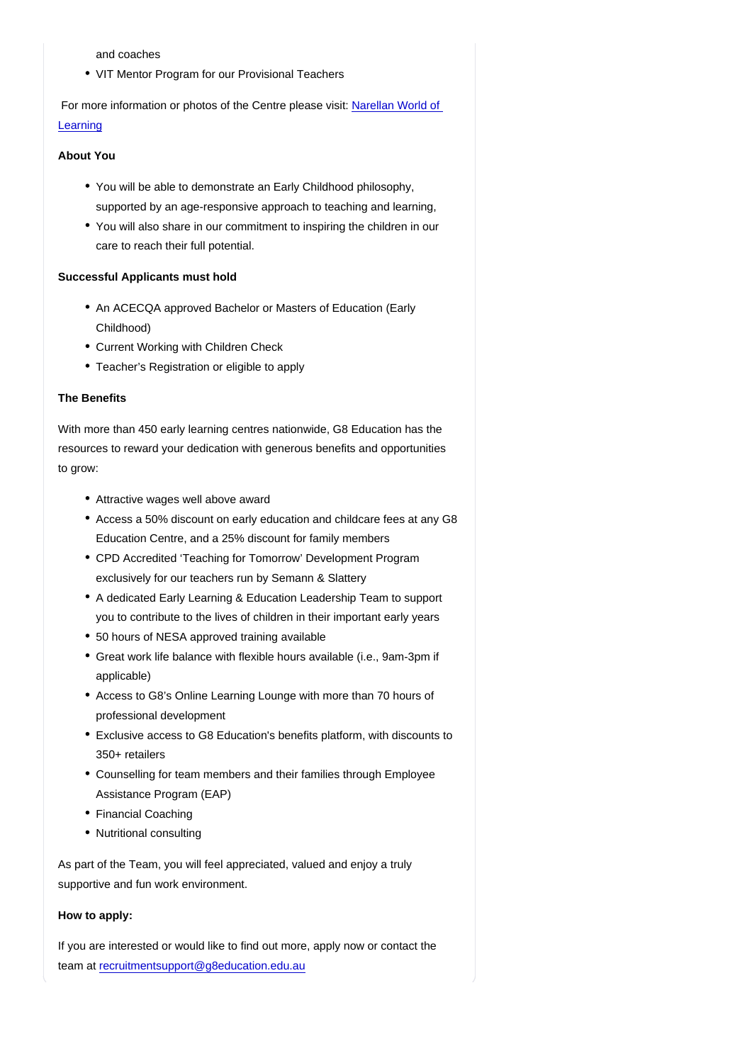and coaches
- VIT Mentor Program for our Provisional Teachers

For more information or photos of the Centre please visit: [Narellan World of Learning]()

**About You**

- You will be able to demonstrate an Early Childhood philosophy, supported by an age-responsive approach to teaching and learning,
- You will also share in our commitment to inspiring the children in our care to reach their full potential.

**Successful Applicants must hold**

- An ACECQA approved Bachelor or Masters of Education (Early Childhood)
- Current Working with Children Check
- Teacher's Registration or eligible to apply

**The Benefits**

With more than 450 early learning centres nationwide, G8 Education has the resources to reward your dedication with generous benefits and opportunities to grow:

- Attractive wages well above award
- Access a 50% discount on early education and childcare fees at any G8 Education Centre, and a 25% discount for family members
- CPD Accredited 'Teaching for Tomorrow' Development Program exclusively for our teachers run by Semann & Slattery
- A dedicated Early Learning & Education Leadership Team to support you to contribute to the lives of children in their important early years
- 50 hours of NESA approved training available
- Great work life balance with flexible hours available (i.e., 9am-3pm if applicable)
- Access to G8's Online Learning Lounge with more than 70 hours of professional development
- Exclusive access to G8 Education's benefits platform, with discounts to 350+ retailers
- Counselling for team members and their families through Employee Assistance Program (EAP)
- Financial Coaching
- Nutritional consulting

As part of the Team, you will feel appreciated, valued and enjoy a truly supportive and fun work environment.

**How to apply:**

If you are interested or would like to find out more, apply now or contact the team at [recruitmentsupport@g8education.edu.au](mailto:recruitmentsupport@g8education.edu.au)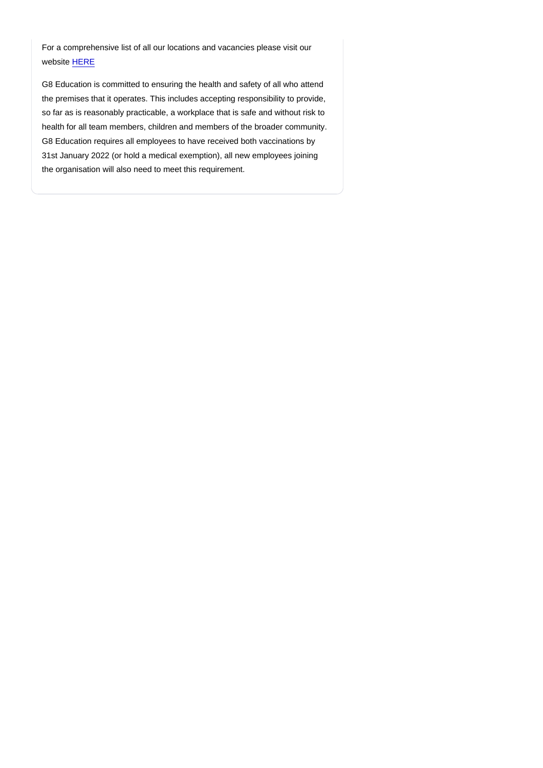For a comprehensive list of all our locations and vacancies please visit our website [HERE]

G8 Education is committed to ensuring the health and safety of all who attend the premises that it operates. This includes accepting responsibility to provide, so far as is reasonably practicable, a workplace that is safe and without risk to health for all team members, children and members of the broader community. G8 Education requires all employees to have received both vaccinations by 31st January 2022 (or hold a medical exemption), all new employees joining the organisation will also need to meet this requirement.